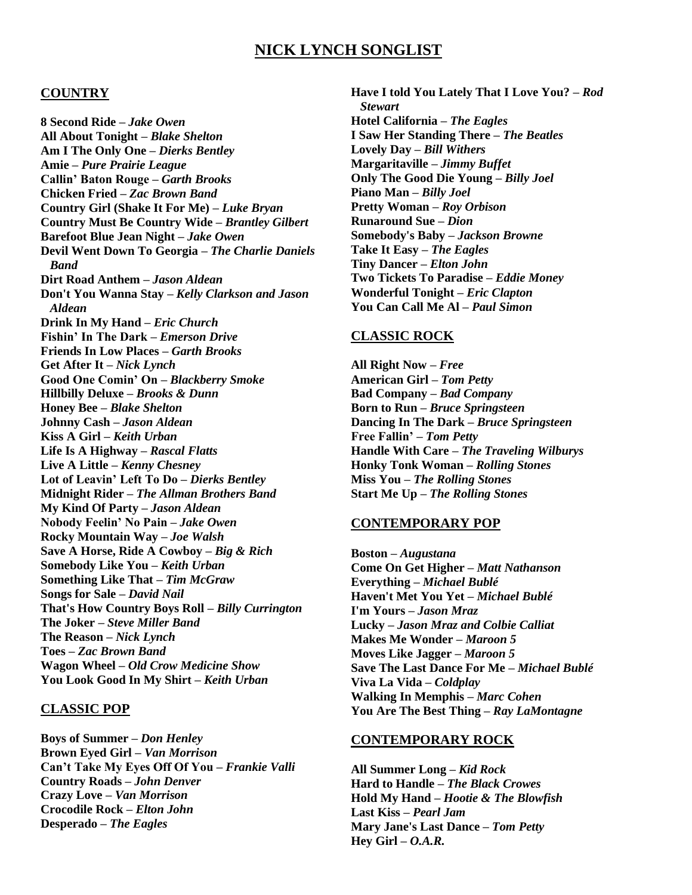# NICK LYNCH SONGLIST

## COUNTRY

**8 Second Ride –** ***Jake Owen***
**All About Tonight –** ***Blake Shelton***
**Am I The Only One –** ***Dierks Bentley***
**Amie –** ***Pure Prairie League***
**Callin' Baton Rouge –** ***Garth Brooks***
**Chicken Fried –** ***Zac Brown Band***
**Country Girl (Shake It For Me) –** ***Luke Bryan***
**Country Must Be Country Wide –** ***Brantley Gilbert***
**Barefoot Blue Jean Night –** ***Jake Owen***
**Devil Went Down To Georgia –** ***The Charlie Daniels Band***
**Dirt Road Anthem –** ***Jason Aldean***
**Don't You Wanna Stay –** ***Kelly Clarkson and Jason Aldean***
**Drink In My Hand –** ***Eric Church***
**Fishin' In The Dark –** ***Emerson Drive***
**Friends In Low Places –** ***Garth Brooks***
**Get After It –** ***Nick Lynch***
**Good One Comin' On –** ***Blackberry Smoke***
**Hillbilly Deluxe –** ***Brooks & Dunn***
**Honey Bee –** ***Blake Shelton***
**Johnny Cash –** ***Jason Aldean***
**Kiss A Girl –** ***Keith Urban***
**Life Is A Highway –** ***Rascal Flatts***
**Live A Little –** ***Kenny Chesney***
**Lot of Leavin' Left To Do –** ***Dierks Bentley***
**Midnight Rider –** ***The Allman Brothers Band***
**My Kind Of Party –** ***Jason Aldean***
**Nobody Feelin' No Pain –** ***Jake Owen***
**Rocky Mountain Way –** ***Joe Walsh***
**Save A Horse, Ride A Cowboy –** ***Big & Rich***
**Somebody Like You –** ***Keith Urban***
**Something Like That –** ***Tim McGraw***
**Songs for Sale –** ***David Nail***
**That's How Country Boys Roll –** ***Billy Currington***
**The Joker –** ***Steve Miller Band***
**The Reason –** ***Nick Lynch***
**Toes –** ***Zac Brown Band***
**Wagon Wheel –** ***Old Crow Medicine Show***
**You Look Good In My Shirt –** ***Keith Urban***

## CLASSIC POP

**Boys of Summer –** ***Don Henley***
**Brown Eyed Girl –** ***Van Morrison***
**Can't Take My Eyes Off Of You –** ***Frankie Valli***
**Country Roads –** ***John Denver***
**Crazy Love –** ***Van Morrison***
**Crocodile Rock –** ***Elton John***
**Desperado –** ***The Eagles***
**Have I told You Lately That I Love You? –** ***Rod Stewart***
**Hotel California –** ***The Eagles***
**I Saw Her Standing There –** ***The Beatles***
**Lovely Day –** ***Bill Withers***
**Margaritaville –** ***Jimmy Buffet***
**Only The Good Die Young –** ***Billy Joel***
**Piano Man –** ***Billy Joel***
**Pretty Woman –** ***Roy Orbison***
**Runaround Sue –** ***Dion***
**Somebody's Baby –** ***Jackson Browne***
**Take It Easy –** ***The Eagles***
**Tiny Dancer –** ***Elton John***
**Two Tickets To Paradise –** ***Eddie Money***
**Wonderful Tonight –** ***Eric Clapton***
**You Can Call Me Al –** ***Paul Simon***

## CLASSIC ROCK

**All Right Now –** ***Free***
**American Girl –** ***Tom Petty***
**Bad Company –** ***Bad Company***
**Born to Run –** ***Bruce Springsteen***
**Dancing In The Dark –** ***Bruce Springsteen***
**Free Fallin' –** ***Tom Petty***
**Handle With Care –** ***The Traveling Wilburys***
**Honky Tonk Woman –** ***Rolling Stones***
**Miss You –** ***The Rolling Stones***
**Start Me Up –** ***The Rolling Stones***

## CONTEMPORARY POP

**Boston –** ***Augustana***
**Come On Get Higher –** ***Matt Nathanson***
**Everything –** ***Michael Bublé***
**Haven't Met You Yet –** ***Michael Bublé***
**I'm Yours –** ***Jason Mraz***
**Lucky –** ***Jason Mraz and Colbie Calliat***
**Makes Me Wonder –** ***Maroon 5***
**Moves Like Jagger –** ***Maroon 5***
**Save The Last Dance For Me –** ***Michael Bublé***
**Viva La Vida –** ***Coldplay***
**Walking In Memphis –** ***Marc Cohen***
**You Are The Best Thing –** ***Ray LaMontagne***

## CONTEMPORARY ROCK

**All Summer Long –** ***Kid Rock***
**Hard to Handle –** ***The Black Crowes***
**Hold My Hand –** ***Hootie & The Blowfish***
**Last Kiss –** ***Pearl Jam***
**Mary Jane's Last Dance –** ***Tom Petty***
**Hey Girl –** ***O.A.R.***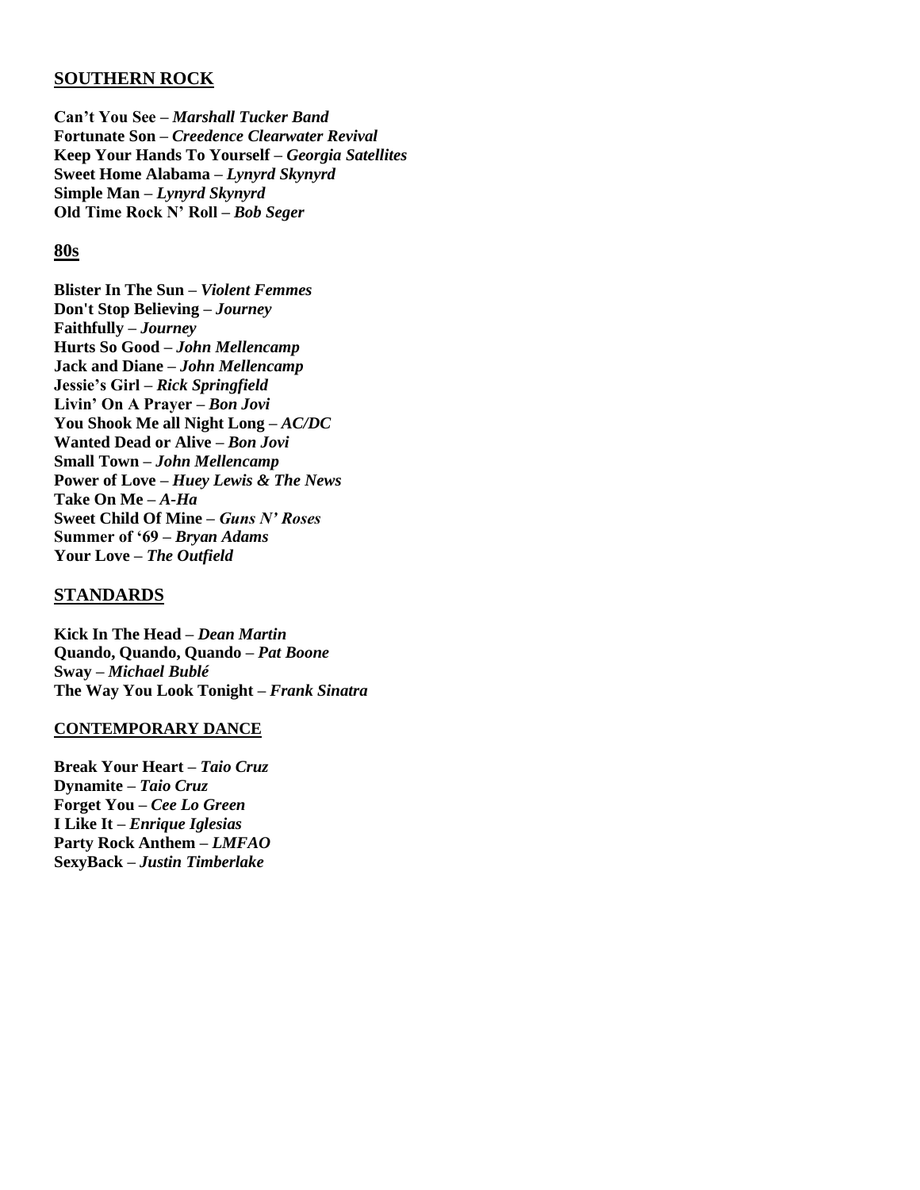## SOUTHERN ROCK

**Can't You See –** ***Marshall Tucker Band***
**Fortunate Son –** ***Creedence Clearwater Revival***
**Keep Your Hands To Yourself –** ***Georgia Satellites***
**Sweet Home Alabama –** ***Lynyrd Skynyrd***
**Simple Man –** ***Lynyrd Skynyrd***
**Old Time Rock N' Roll –** ***Bob Seger***

## 80s

**Blister In The Sun –** ***Violent Femmes***
**Don't Stop Believing –** ***Journey***
**Faithfully –** ***Journey***
**Hurts So Good –** ***John Mellencamp***
**Jack and Diane –** ***John Mellencamp***
**Jessie's Girl –** ***Rick Springfield***
**Livin' On A Prayer –** ***Bon Jovi***
**You Shook Me all Night Long –** ***AC/DC***
**Wanted Dead or Alive –** ***Bon Jovi***
**Small Town –** ***John Mellencamp***
**Power of Love –** ***Huey Lewis & The News***
**Take On Me –** ***A-Ha***
**Sweet Child Of Mine –** ***Guns N' Roses***
**Summer of '69 –** ***Bryan Adams***
**Your Love –** ***The Outfield***

## STANDARDS

**Kick In The Head –** ***Dean Martin***
**Quando, Quando, Quando –** ***Pat Boone***
**Sway –** ***Michael Bublé***
**The Way You Look Tonight –** ***Frank Sinatra***

## CONTEMPORARY DANCE

**Break Your Heart –** ***Taio Cruz***
**Dynamite –** ***Taio Cruz***
**Forget You –** ***Cee Lo Green***
**I Like It –** ***Enrique Iglesias***
**Party Rock Anthem –** ***LMFAO***
**SexyBack –** ***Justin Timberlake***